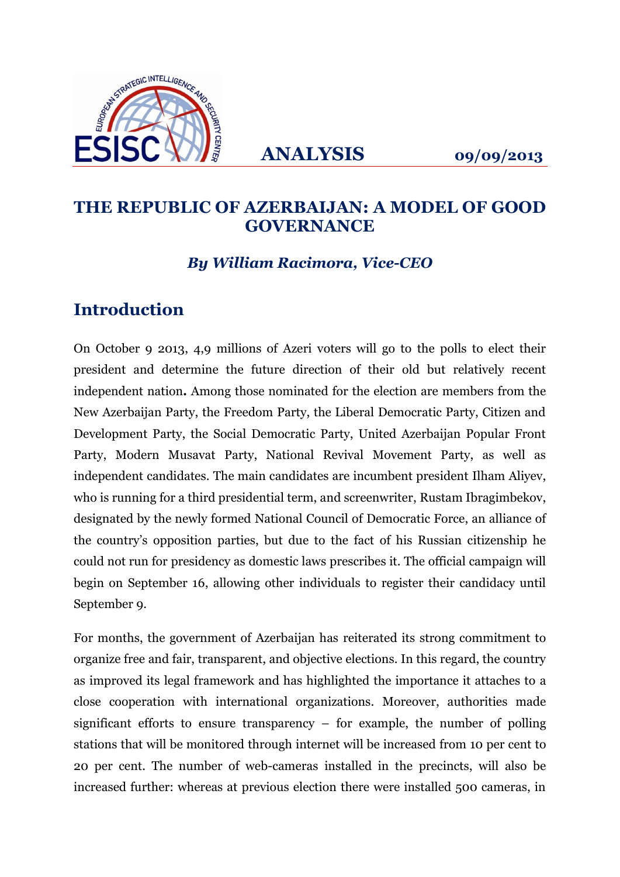ESISC — EUROPEAN STRATEGIC INTELLIGENCE AND SECURITY CENTER

**ANALYSIS** **09/09/2013**

# THE REPUBLIC OF AZERBAIJAN: A MODEL OF GOOD GOVERNANCE

***By William Racimora, Vice-CEO***

## Introduction

On October 9 2013, 4,9 millions of Azeri voters will go to the polls to elect their president and determine the future direction of their old but relatively recent independent nation**.** Among those nominated for the election are members from the New Azerbaijan Party, the Freedom Party, the Liberal Democratic Party, Citizen and Development Party, the Social Democratic Party, United Azerbaijan Popular Front Party, Modern Musavat Party, National Revival Movement Party, as well as independent candidates. The main candidates are incumbent president Ilham Aliyev, who is running for a third presidential term, and screenwriter, Rustam Ibragimbekov, designated by the newly formed National Council of Democratic Force, an alliance of the country's opposition parties, but due to the fact of his Russian citizenship he could not run for presidency as domestic laws prescribes it. The official campaign will begin on September 16, allowing other individuals to register their candidacy until September 9.

For months, the government of Azerbaijan has reiterated its strong commitment to organize free and fair, transparent, and objective elections. In this regard, the country as improved its legal framework and has highlighted the importance it attaches to a close cooperation with international organizations. Moreover, authorities made significant efforts to ensure transparency – for example, the number of polling stations that will be monitored through internet will be increased from 10 per cent to 20 per cent. The number of web-cameras installed in the precincts, will also be increased further: whereas at previous election there were installed 500 cameras, in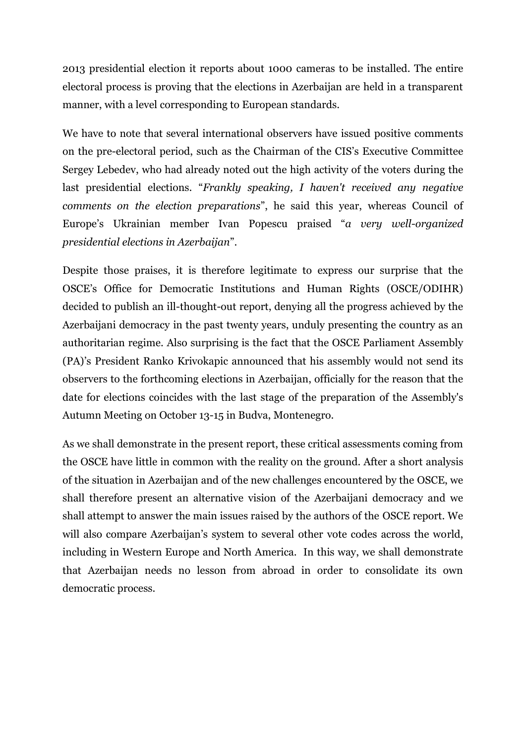2013 presidential election it reports about 1000 cameras to be installed. The entire electoral process is proving that the elections in Azerbaijan are held in a transparent manner, with a level corresponding to European standards.

We have to note that several international observers have issued positive comments on the pre-electoral period, such as the Chairman of the CIS's Executive Committee Sergey Lebedev, who had already noted out the high activity of the voters during the last presidential elections. "*Frankly speaking, I haven't received any negative comments on the election preparations*", he said this year, whereas Council of Europe's Ukrainian member Ivan Popescu praised "*a very well-organized presidential elections in Azerbaijan*".

Despite those praises, it is therefore legitimate to express our surprise that the OSCE's Office for Democratic Institutions and Human Rights (OSCE/ODIHR) decided to publish an ill-thought-out report, denying all the progress achieved by the Azerbaijani democracy in the past twenty years, unduly presenting the country as an authoritarian regime. Also surprising is the fact that the OSCE Parliament Assembly (PA)'s President Ranko Krivokapic announced that his assembly would not send its observers to the forthcoming elections in Azerbaijan, officially for the reason that the date for elections coincides with the last stage of the preparation of the Assembly's Autumn Meeting on October 13-15 in Budva, Montenegro.

As we shall demonstrate in the present report, these critical assessments coming from the OSCE have little in common with the reality on the ground. After a short analysis of the situation in Azerbaijan and of the new challenges encountered by the OSCE, we shall therefore present an alternative vision of the Azerbaijani democracy and we shall attempt to answer the main issues raised by the authors of the OSCE report. We will also compare Azerbaijan's system to several other vote codes across the world, including in Western Europe and North America. In this way, we shall demonstrate that Azerbaijan needs no lesson from abroad in order to consolidate its own democratic process.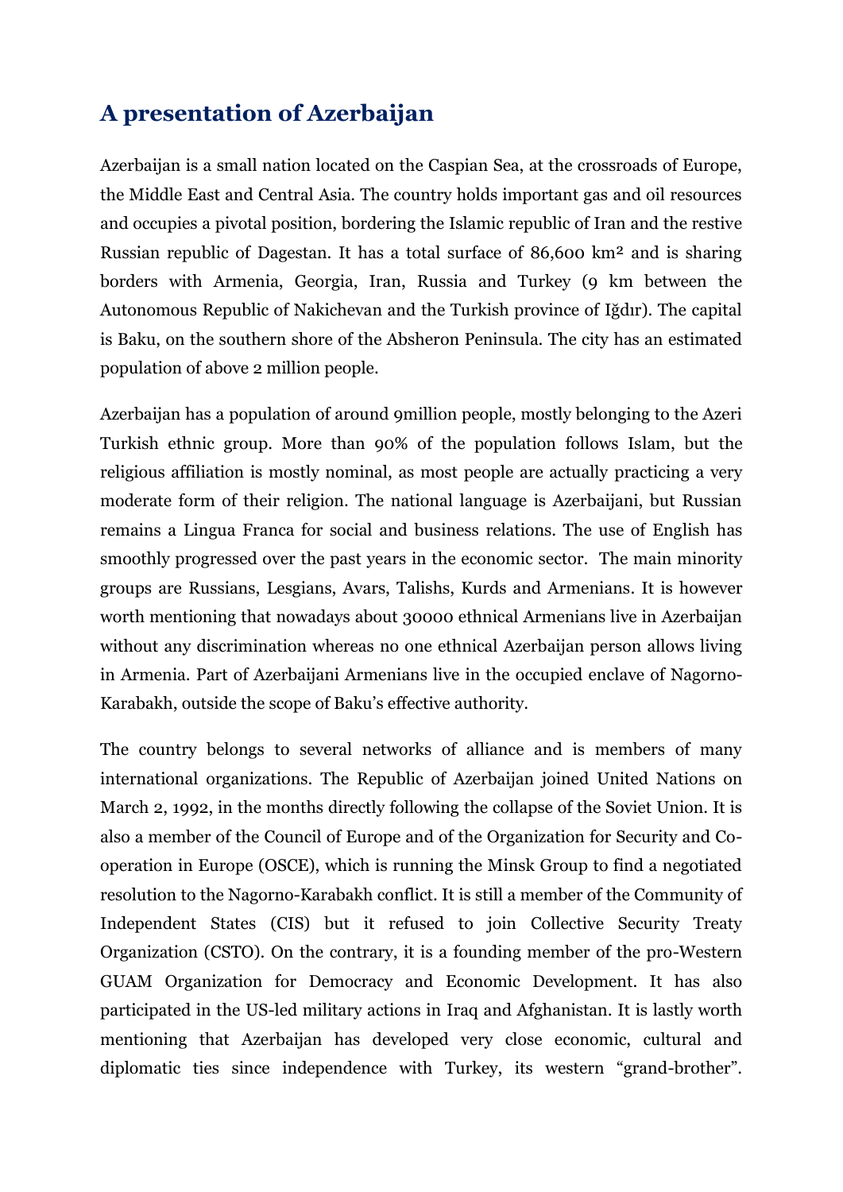## A presentation of Azerbaijan

Azerbaijan is a small nation located on the Caspian Sea, at the crossroads of Europe, the Middle East and Central Asia. The country holds important gas and oil resources and occupies a pivotal position, bordering the Islamic republic of Iran and the restive Russian republic of Dagestan. It has a total surface of 86,600 km² and is sharing borders with Armenia, Georgia, Iran, Russia and Turkey (9 km between the Autonomous Republic of Nakichevan and the Turkish province of Iğdır). The capital is Baku, on the southern shore of the Absheron Peninsula. The city has an estimated population of above 2 million people.

Azerbaijan has a population of around 9million people, mostly belonging to the Azeri Turkish ethnic group. More than 90% of the population follows Islam, but the religious affiliation is mostly nominal, as most people are actually practicing a very moderate form of their religion. The national language is Azerbaijani, but Russian remains a Lingua Franca for social and business relations. The use of English has smoothly progressed over the past years in the economic sector. The main minority groups are Russians, Lesgians, Avars, Talishs, Kurds and Armenians. It is however worth mentioning that nowadays about 30000 ethnical Armenians live in Azerbaijan without any discrimination whereas no one ethnical Azerbaijan person allows living in Armenia. Part of Azerbaijani Armenians live in the occupied enclave of Nagorno-Karabakh, outside the scope of Baku's effective authority.

The country belongs to several networks of alliance and is members of many international organizations. The Republic of Azerbaijan joined United Nations on March 2, 1992, in the months directly following the collapse of the Soviet Union. It is also a member of the Council of Europe and of the Organization for Security and Co-operation in Europe (OSCE), which is running the Minsk Group to find a negotiated resolution to the Nagorno-Karabakh conflict. It is still a member of the Community of Independent States (CIS) but it refused to join Collective Security Treaty Organization (CSTO). On the contrary, it is a founding member of the pro-Western GUAM Organization for Democracy and Economic Development. It has also participated in the US-led military actions in Iraq and Afghanistan. It is lastly worth mentioning that Azerbaijan has developed very close economic, cultural and diplomatic ties since independence with Turkey, its western "grand-brother".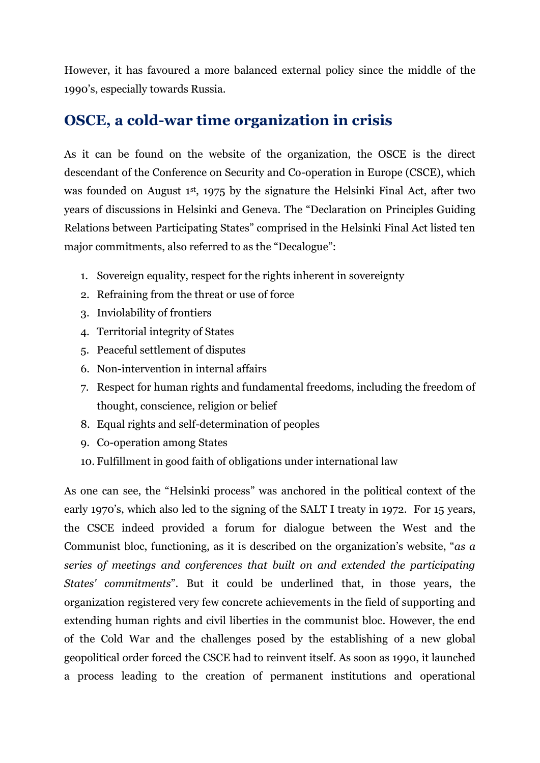However, it has favoured a more balanced external policy since the middle of the 1990's, especially towards Russia.

## OSCE, a cold-war time organization in crisis

As it can be found on the website of the organization, the OSCE is the direct descendant of the Conference on Security and Co-operation in Europe (CSCE), which was founded on August 1st, 1975 by the signature the Helsinki Final Act, after two years of discussions in Helsinki and Geneva. The "Declaration on Principles Guiding Relations between Participating States" comprised in the Helsinki Final Act listed ten major commitments, also referred to as the "Decalogue":

1. Sovereign equality, respect for the rights inherent in sovereignty
2. Refraining from the threat or use of force
3. Inviolability of frontiers
4. Territorial integrity of States
5. Peaceful settlement of disputes
6. Non-intervention in internal affairs
7. Respect for human rights and fundamental freedoms, including the freedom of thought, conscience, religion or belief
8. Equal rights and self-determination of peoples
9. Co-operation among States
10. Fulfillment in good faith of obligations under international law

As one can see, the "Helsinki process" was anchored in the political context of the early 1970's, which also led to the signing of the SALT I treaty in 1972. For 15 years, the CSCE indeed provided a forum for dialogue between the West and the Communist bloc, functioning, as it is described on the organization's website, "*as a series of meetings and conferences that built on and extended the participating States' commitments*". But it could be underlined that, in those years, the organization registered very few concrete achievements in the field of supporting and extending human rights and civil liberties in the communist bloc. However, the end of the Cold War and the challenges posed by the establishing of a new global geopolitical order forced the CSCE had to reinvent itself. As soon as 1990, it launched a process leading to the creation of permanent institutions and operational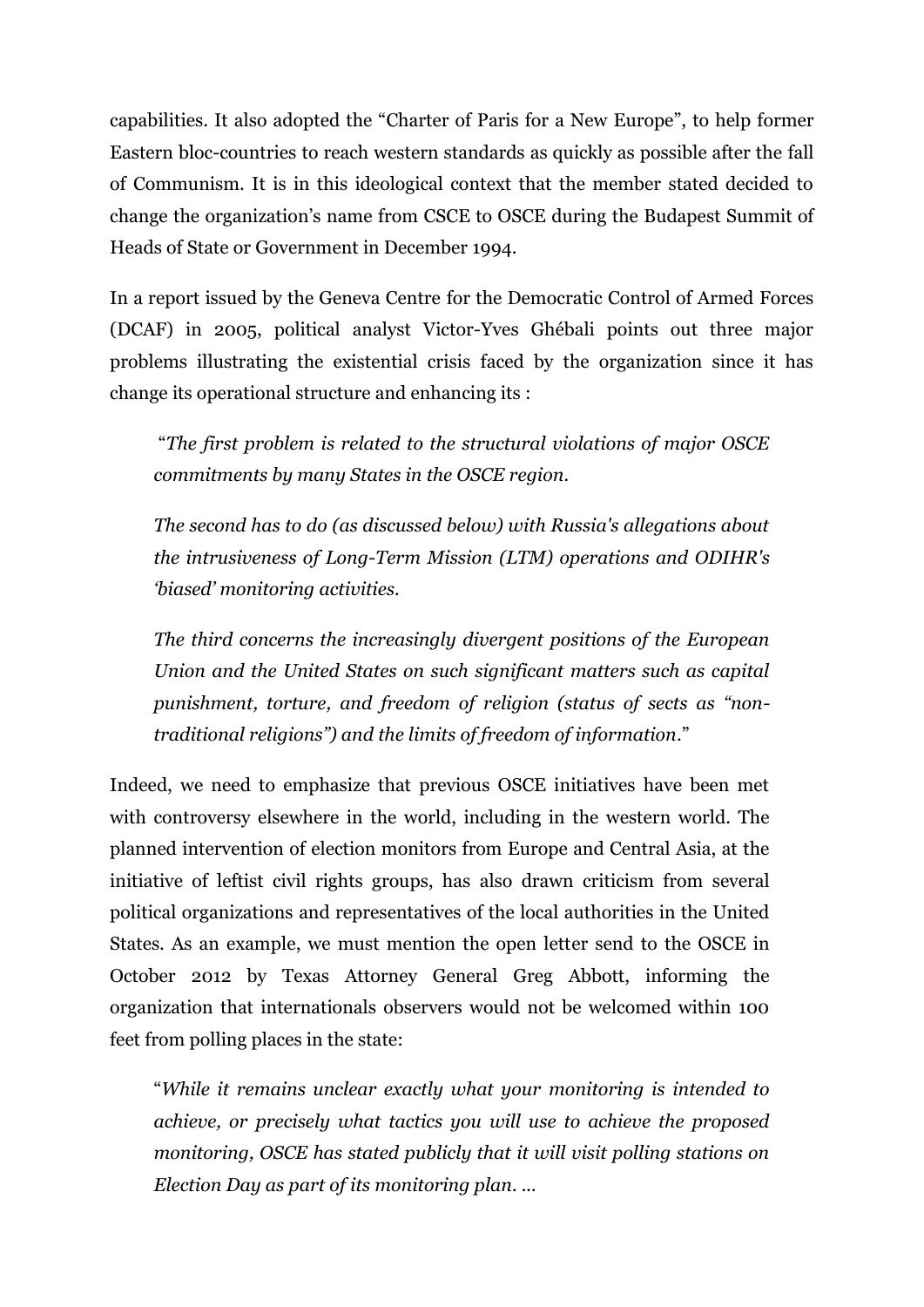capabilities. It also adopted the "Charter of Paris for a New Europe", to help former Eastern bloc-countries to reach western standards as quickly as possible after the fall of Communism. It is in this ideological context that the member stated decided to change the organization's name from CSCE to OSCE during the Budapest Summit of Heads of State or Government in December 1994.

In a report issued by the Geneva Centre for the Democratic Control of Armed Forces (DCAF) in 2005, political analyst Victor-Yves Ghébali points out three major problems illustrating the existential crisis faced by the organization since it has change its operational structure and enhancing its :

> "*The first problem is related to the structural violations of major OSCE commitments by many States in the OSCE region.*
>
> *The second has to do (as discussed below) with Russia's allegations about the intrusiveness of Long-Term Mission (LTM) operations and ODIHR's 'biased' monitoring activities.*
>
> *The third concerns the increasingly divergent positions of the European Union and the United States on such significant matters such as capital punishment, torture, and freedom of religion (status of sects as "non-traditional religions") and the limits of freedom of information.*"

Indeed, we need to emphasize that previous OSCE initiatives have been met with controversy elsewhere in the world, including in the western world. The planned intervention of election monitors from Europe and Central Asia, at the initiative of leftist civil rights groups, has also drawn criticism from several political organizations and representatives of the local authorities in the United States. As an example, we must mention the open letter send to the OSCE in October 2012 by Texas Attorney General Greg Abbott, informing the organization that internationals observers would not be welcomed within 100 feet from polling places in the state:

> "*While it remains unclear exactly what your monitoring is intended to achieve, or precisely what tactics you will use to achieve the proposed monitoring, OSCE has stated publicly that it will visit polling stations on Election Day as part of its monitoring plan. ...*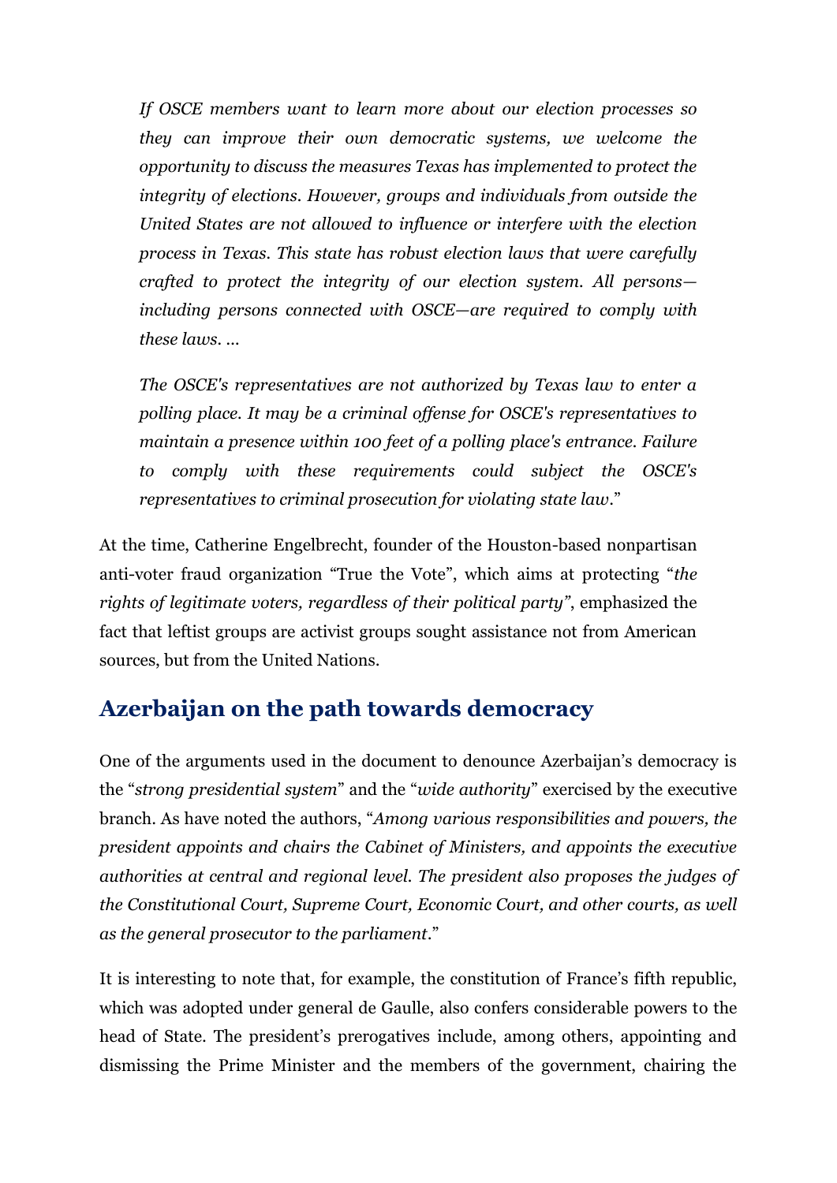*If OSCE members want to learn more about our election processes so they can improve their own democratic systems, we welcome the opportunity to discuss the measures Texas has implemented to protect the integrity of elections. However, groups and individuals from outside the United States are not allowed to influence or interfere with the election process in Texas. This state has robust election laws that were carefully crafted to protect the integrity of our election system. All persons—including persons connected with OSCE—are required to comply with these laws. …*

*The OSCE's representatives are not authorized by Texas law to enter a polling place. It may be a criminal offense for OSCE's representatives to maintain a presence within 100 feet of a polling place's entrance. Failure to comply with these requirements could subject the OSCE's representatives to criminal prosecution for violating state law*."

At the time, Catherine Engelbrecht, founder of the Houston-based nonpartisan anti-voter fraud organization "True the Vote", which aims at protecting "*the rights of legitimate voters, regardless of their political party"*, emphasized the fact that leftist groups are activist groups sought assistance not from American sources, but from the United Nations.

## Azerbaijan on the path towards democracy

One of the arguments used in the document to denounce Azerbaijan's democracy is the "*strong presidential system*" and the "*wide authority*" exercised by the executive branch. As have noted the authors, "*Among various responsibilities and powers, the president appoints and chairs the Cabinet of Ministers, and appoints the executive authorities at central and regional level. The president also proposes the judges of the Constitutional Court, Supreme Court, Economic Court, and other courts, as well as the general prosecutor to the parliament*."

It is interesting to note that, for example, the constitution of France's fifth republic, which was adopted under general de Gaulle, also confers considerable powers to the head of State. The president's prerogatives include, among others, appointing and dismissing the Prime Minister and the members of the government, chairing the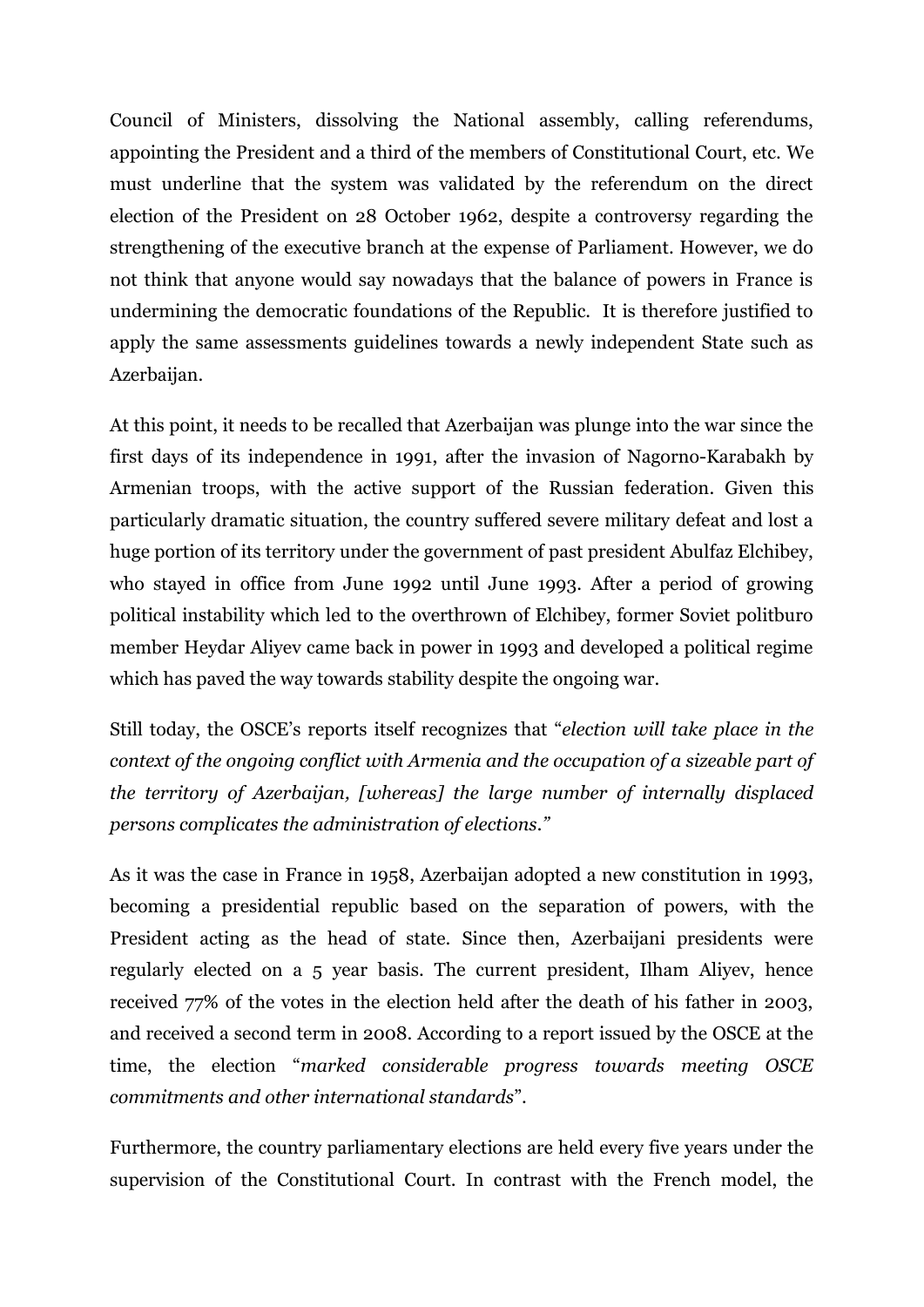Council of Ministers, dissolving the National assembly, calling referendums, appointing the President and a third of the members of Constitutional Court, etc. We must underline that the system was validated by the referendum on the direct election of the President on 28 October 1962, despite a controversy regarding the strengthening of the executive branch at the expense of Parliament. However, we do not think that anyone would say nowadays that the balance of powers in France is undermining the democratic foundations of the Republic. It is therefore justified to apply the same assessments guidelines towards a newly independent State such as Azerbaijan.

At this point, it needs to be recalled that Azerbaijan was plunge into the war since the first days of its independence in 1991, after the invasion of Nagorno-Karabakh by Armenian troops, with the active support of the Russian federation. Given this particularly dramatic situation, the country suffered severe military defeat and lost a huge portion of its territory under the government of past president Abulfaz Elchibey, who stayed in office from June 1992 until June 1993. After a period of growing political instability which led to the overthrown of Elchibey, former Soviet politburo member Heydar Aliyev came back in power in 1993 and developed a political regime which has paved the way towards stability despite the ongoing war.

Still today, the OSCE's reports itself recognizes that "*election will take place in the context of the ongoing conflict with Armenia and the occupation of a sizeable part of the territory of Azerbaijan, [whereas] the large number of internally displaced persons complicates the administration of elections.*"

As it was the case in France in 1958, Azerbaijan adopted a new constitution in 1993, becoming a presidential republic based on the separation of powers, with the President acting as the head of state. Since then, Azerbaijani presidents were regularly elected on a 5 year basis. The current president, Ilham Aliyev, hence received 77% of the votes in the election held after the death of his father in 2003, and received a second term in 2008. According to a report issued by the OSCE at the time, the election "*marked considerable progress towards meeting OSCE commitments and other international standards*".

Furthermore, the country parliamentary elections are held every five years under the supervision of the Constitutional Court. In contrast with the French model, the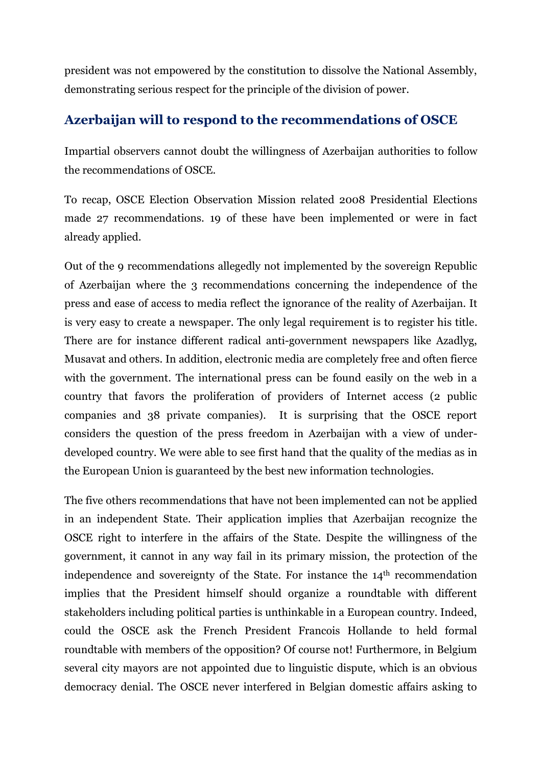president was not empowered by the constitution to dissolve the National Assembly, demonstrating serious respect for the principle of the division of power.

## Azerbaijan will to respond to the recommendations of OSCE

Impartial observers cannot doubt the willingness of Azerbaijan authorities to follow the recommendations of OSCE.

To recap, OSCE Election Observation Mission related 2008 Presidential Elections made 27 recommendations. 19 of these have been implemented or were in fact already applied.

Out of the 9 recommendations allegedly not implemented by the sovereign Republic of Azerbaijan where the 3 recommendations concerning the independence of the press and ease of access to media reflect the ignorance of the reality of Azerbaijan. It is very easy to create a newspaper. The only legal requirement is to register his title. There are for instance different radical anti-government newspapers like Azadlyg, Musavat and others. In addition, electronic media are completely free and often fierce with the government. The international press can be found easily on the web in a country that favors the proliferation of providers of Internet access (2 public companies and 38 private companies). It is surprising that the OSCE report considers the question of the press freedom in Azerbaijan with a view of under-developed country. We were able to see first hand that the quality of the medias as in the European Union is guaranteed by the best new information technologies.

The five others recommendations that have not been implemented can not be applied in an independent State. Their application implies that Azerbaijan recognize the OSCE right to interfere in the affairs of the State. Despite the willingness of the government, it cannot in any way fail in its primary mission, the protection of the independence and sovereignty of the State. For instance the 14th recommendation implies that the President himself should organize a roundtable with different stakeholders including political parties is unthinkable in a European country. Indeed, could the OSCE ask the French President Francois Hollande to held formal roundtable with members of the opposition? Of course not! Furthermore, in Belgium several city mayors are not appointed due to linguistic dispute, which is an obvious democracy denial. The OSCE never interfered in Belgian domestic affairs asking to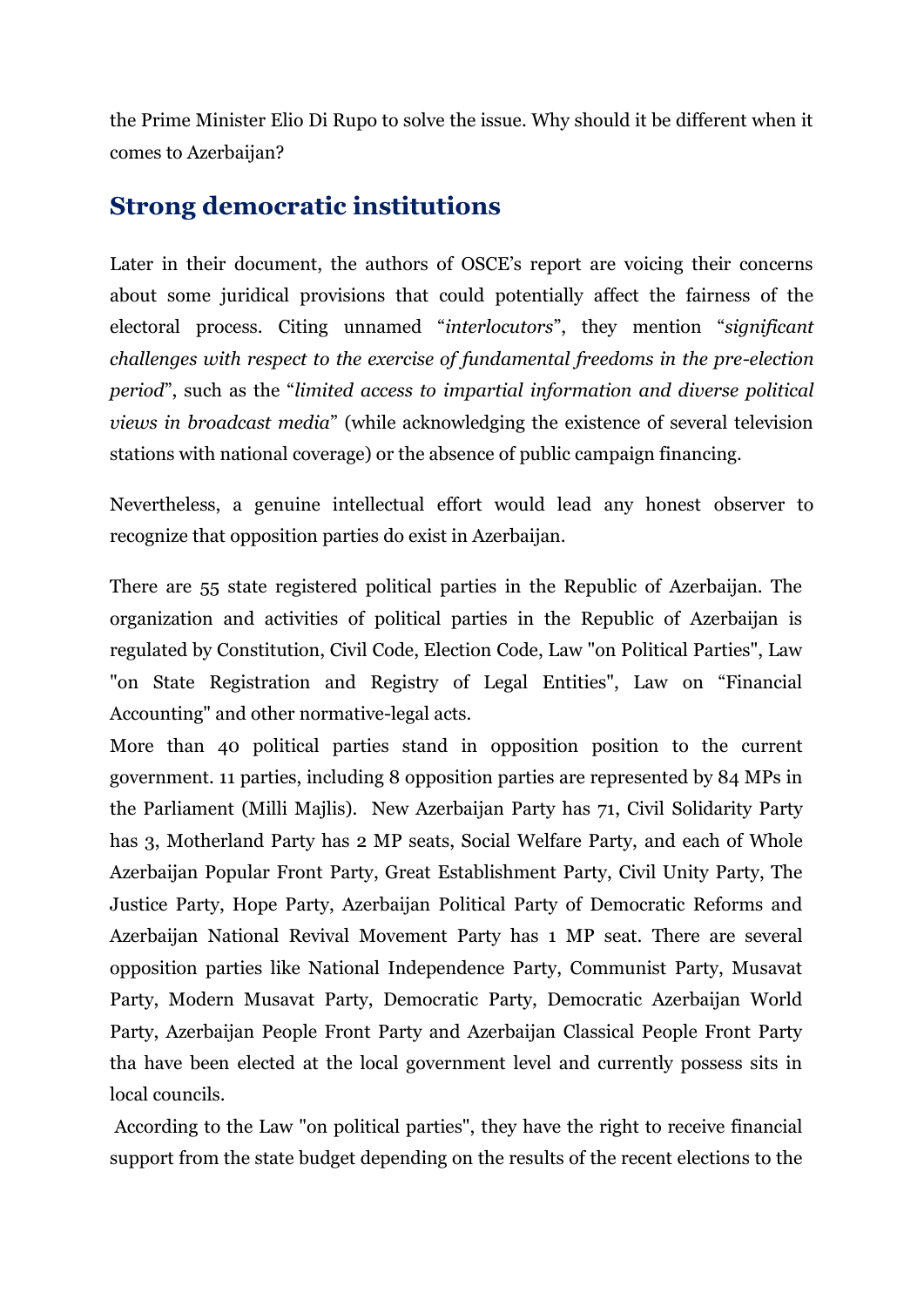the Prime Minister Elio Di Rupo to solve the issue. Why should it be different when it comes to Azerbaijan?

## Strong democratic institutions

Later in their document, the authors of OSCE's report are voicing their concerns about some juridical provisions that could potentially affect the fairness of the electoral process. Citing unnamed "*interlocutors*", they mention "*significant challenges with respect to the exercise of fundamental freedoms in the pre-election period*", such as the "*limited access to impartial information and diverse political views in broadcast media*" (while acknowledging the existence of several television stations with national coverage) or the absence of public campaign financing.

Nevertheless, a genuine intellectual effort would lead any honest observer to recognize that opposition parties do exist in Azerbaijan.

There are 55 state registered political parties in the Republic of Azerbaijan. The organization and activities of political parties in the Republic of Azerbaijan is regulated by Constitution, Civil Code, Election Code, Law "on Political Parties", Law "on State Registration and Registry of Legal Entities", Law on "Financial Accounting" and other normative-legal acts.

More than 40 political parties stand in opposition position to the current government. 11 parties, including 8 opposition parties are represented by 84 MPs in the Parliament (Milli Majlis). New Azerbaijan Party has 71, Civil Solidarity Party has 3, Motherland Party has 2 MP seats, Social Welfare Party, and each of Whole Azerbaijan Popular Front Party, Great Establishment Party, Civil Unity Party, The Justice Party, Hope Party, Azerbaijan Political Party of Democratic Reforms and Azerbaijan National Revival Movement Party has 1 MP seat. There are several opposition parties like National Independence Party, Communist Party, Musavat Party, Modern Musavat Party, Democratic Party, Democratic Azerbaijan World Party, Azerbaijan People Front Party and Azerbaijan Classical People Front Party tha have been elected at the local government level and currently possess sits in local councils.

According to the Law "on political parties", they have the right to receive financial support from the state budget depending on the results of the recent elections to the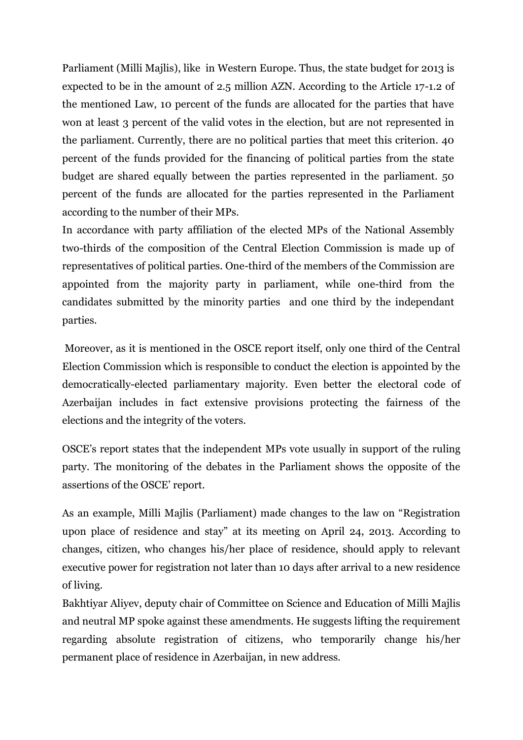Parliament (Milli Majlis), like  in Western Europe. Thus, the state budget for 2013 is expected to be in the amount of 2.5 million AZN. According to the Article 17-1.2 of the mentioned Law, 10 percent of the funds are allocated for the parties that have won at least 3 percent of the valid votes in the election, but are not represented in the parliament. Currently, there are no political parties that meet this criterion. 40 percent of the funds provided for the financing of political parties from the state budget are shared equally between the parties represented in the parliament. 50 percent of the funds are allocated for the parties represented in the Parliament according to the number of their MPs.

In accordance with party affiliation of the elected MPs of the National Assembly two-thirds of the composition of the Central Election Commission is made up of representatives of political parties. One-third of the members of the Commission are appointed from the majority party in parliament, while one-third from the candidates submitted by the minority parties  and one third by the independant parties.

Moreover, as it is mentioned in the OSCE report itself, only one third of the Central Election Commission which is responsible to conduct the election is appointed by the democratically-elected parliamentary majority. Even better the electoral code of Azerbaijan includes in fact extensive provisions protecting the fairness of the elections and the integrity of the voters.

OSCE's report states that the independent MPs vote usually in support of the ruling party. The monitoring of the debates in the Parliament shows the opposite of the assertions of the OSCE' report.

As an example, Milli Majlis (Parliament) made changes to the law on "Registration upon place of residence and stay" at its meeting on April 24, 2013. According to changes, citizen, who changes his/her place of residence, should apply to relevant executive power for registration not later than 10 days after arrival to a new residence of living.

Bakhtiyar Aliyev, deputy chair of Committee on Science and Education of Milli Majlis and neutral MP spoke against these amendments. He suggests lifting the requirement regarding absolute registration of citizens, who temporarily change his/her permanent place of residence in Azerbaijan, in new address.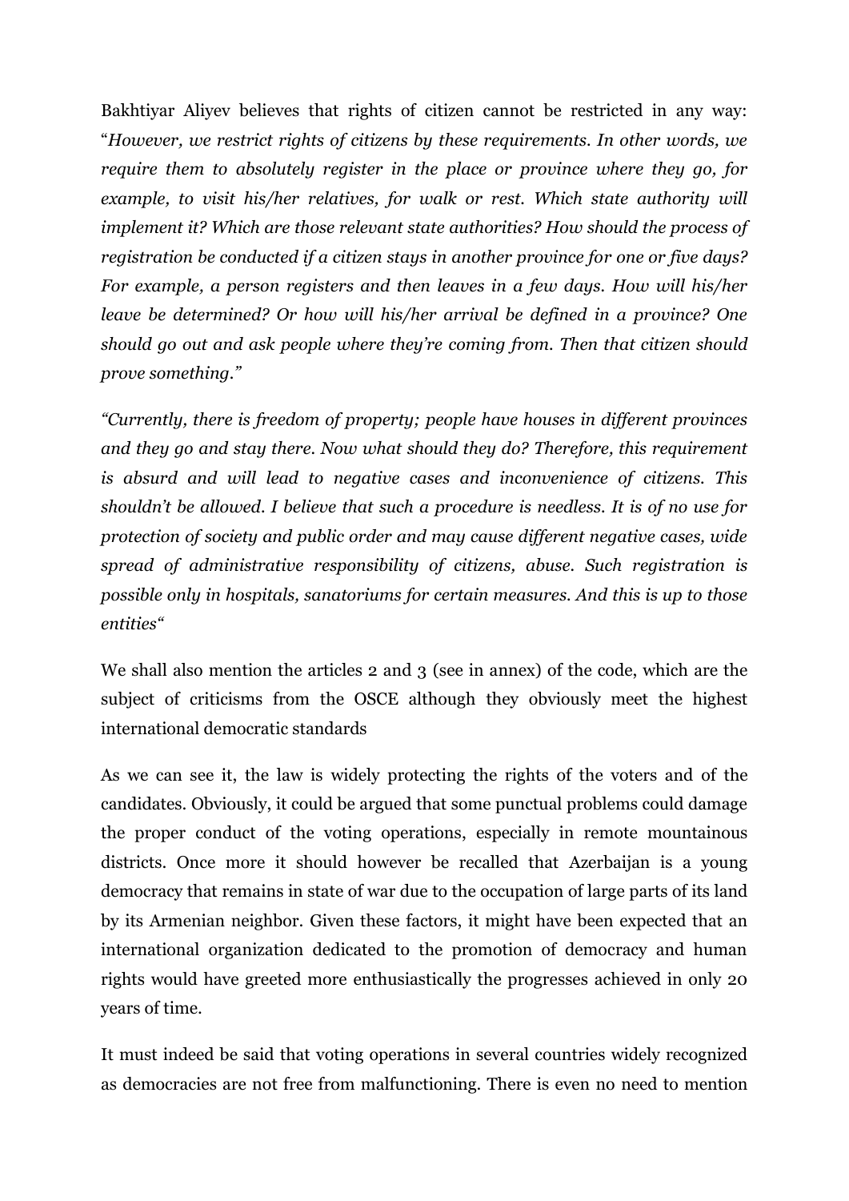Bakhtiyar Aliyev believes that rights of citizen cannot be restricted in any way: "*However, we restrict rights of citizens by these requirements. In other words, we require them to absolutely register in the place or province where they go, for example, to visit his/her relatives, for walk or rest. Which state authority will implement it? Which are those relevant state authorities? How should the process of registration be conducted if a citizen stays in another province for one or five days? For example, a person registers and then leaves in a few days. How will his/her leave be determined? Or how will his/her arrival be defined in a province? One should go out and ask people where they're coming from. Then that citizen should prove something.*"

*"Currently, there is freedom of property; people have houses in different provinces and they go and stay there. Now what should they do? Therefore, this requirement is absurd and will lead to negative cases and inconvenience of citizens. This shouldn't be allowed. I believe that such a procedure is needless. It is of no use for protection of society and public order and may cause different negative cases, wide spread of administrative responsibility of citizens, abuse. Such registration is possible only in hospitals, sanatoriums for certain measures. And this is up to those entities"*

We shall also mention the articles 2 and 3 (see in annex) of the code, which are the subject of criticisms from the OSCE although they obviously meet the highest international democratic standards

As we can see it, the law is widely protecting the rights of the voters and of the candidates. Obviously, it could be argued that some punctual problems could damage the proper conduct of the voting operations, especially in remote mountainous districts. Once more it should however be recalled that Azerbaijan is a young democracy that remains in state of war due to the occupation of large parts of its land by its Armenian neighbor. Given these factors, it might have been expected that an international organization dedicated to the promotion of democracy and human rights would have greeted more enthusiastically the progresses achieved in only 20 years of time.

It must indeed be said that voting operations in several countries widely recognized as democracies are not free from malfunctioning. There is even no need to mention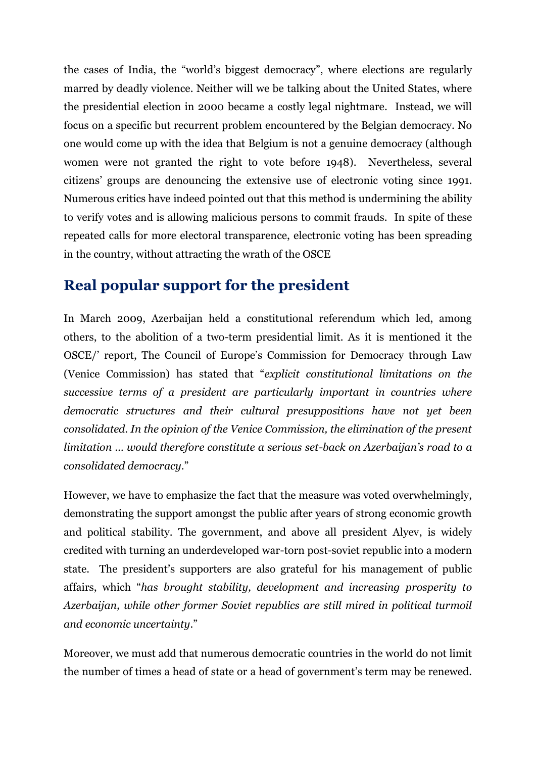the cases of India, the "world's biggest democracy", where elections are regularly marred by deadly violence. Neither will we be talking about the United States, where the presidential election in 2000 became a costly legal nightmare. Instead, we will focus on a specific but recurrent problem encountered by the Belgian democracy. No one would come up with the idea that Belgium is not a genuine democracy (although women were not granted the right to vote before 1948). Nevertheless, several citizens' groups are denouncing the extensive use of electronic voting since 1991. Numerous critics have indeed pointed out that this method is undermining the ability to verify votes and is allowing malicious persons to commit frauds. In spite of these repeated calls for more electoral transparence, electronic voting has been spreading in the country, without attracting the wrath of the OSCE

## Real popular support for the president

In March 2009, Azerbaijan held a constitutional referendum which led, among others, to the abolition of a two-term presidential limit. As it is mentioned it the OSCE/' report, The Council of Europe's Commission for Democracy through Law (Venice Commission) has stated that "*explicit constitutional limitations on the successive terms of a president are particularly important in countries where democratic structures and their cultural presuppositions have not yet been consolidated. In the opinion of the Venice Commission, the elimination of the present limitation … would therefore constitute a serious set-back on Azerbaijan's road to a consolidated democracy*."

However, we have to emphasize the fact that the measure was voted overwhelmingly, demonstrating the support amongst the public after years of strong economic growth and political stability. The government, and above all president Alyev, is widely credited with turning an underdeveloped war-torn post-soviet republic into a modern state. The president's supporters are also grateful for his management of public affairs, which "*has brought stability, development and increasing prosperity to Azerbaijan, while other former Soviet republics are still mired in political turmoil and economic uncertainty*."

Moreover, we must add that numerous democratic countries in the world do not limit the number of times a head of state or a head of government's term may be renewed.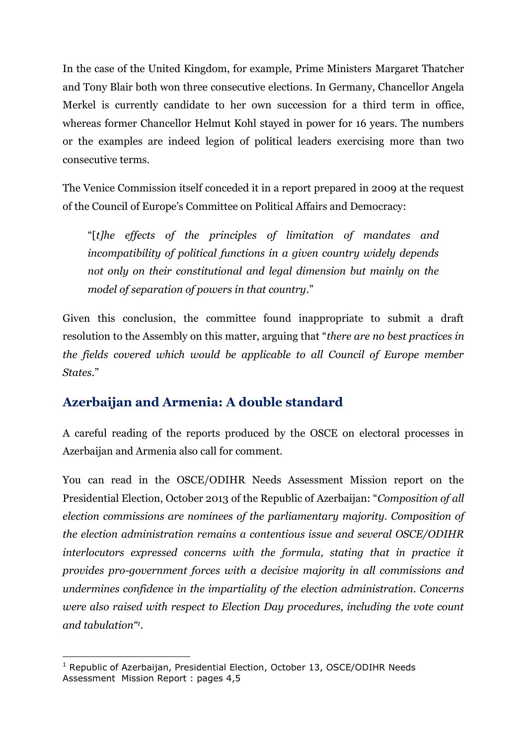In the case of the United Kingdom, for example, Prime Ministers Margaret Thatcher and Tony Blair both won three consecutive elections. In Germany, Chancellor Angela Merkel is currently candidate to her own succession for a third term in office, whereas former Chancellor Helmut Kohl stayed in power for 16 years. The numbers or the examples are indeed legion of political leaders exercising more than two consecutive terms.

The Venice Commission itself conceded it in a report prepared in 2009 at the request of the Council of Europe's Committee on Political Affairs and Democracy:

> "[*t*]*he effects of the principles of limitation of mandates and incompatibility of political functions in a given country widely depends not only on their constitutional and legal dimension but mainly on the model of separation of powers in that country*."

Given this conclusion, the committee found inappropriate to submit a draft resolution to the Assembly on this matter, arguing that "*there are no best practices in the fields covered which would be applicable to all Council of Europe member States*."

## Azerbaijan and Armenia: A double standard

A careful reading of the reports produced by the OSCE on electoral processes in Azerbaijan and Armenia also call for comment.

You can read in the OSCE/ODIHR Needs Assessment Mission report on the Presidential Election, October 2013 of the Republic of Azerbaijan: "*Composition of all election commissions are nominees of the parliamentary majority. Composition of the election administration remains a contentious issue and several OSCE/ODIHR interlocutors expressed concerns with the formula, stating that in practice it provides pro-government forces with a decisive majority in all commissions and undermines confidence in the impartiality of the election administration. Concerns were also raised with respect to Election Day procedures, including the vote count and tabulation*"[1].

---

[1] Republic of Azerbaijan, Presidential Election, October 13, OSCE/ODIHR Needs Assessment Mission Report : pages 4,5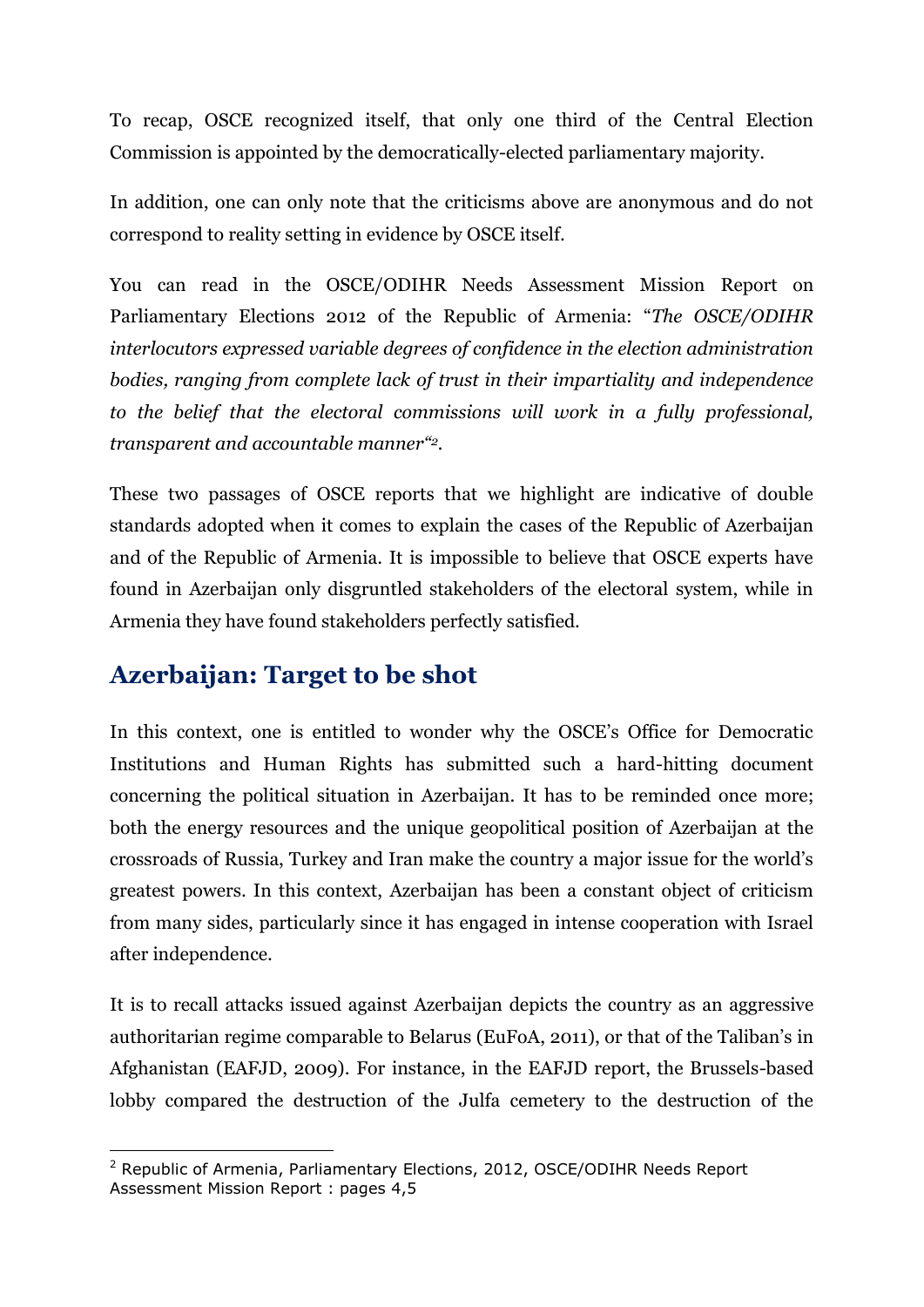To recap, OSCE recognized itself, that only one third of the Central Election Commission is appointed by the democratically-elected parliamentary majority.

In addition, one can only note that the criticisms above are anonymous and do not correspond to reality setting in evidence by OSCE itself.

You can read in the OSCE/ODIHR Needs Assessment Mission Report on Parliamentary Elections 2012 of the Republic of Armenia: "*The OSCE/ODIHR interlocutors expressed variable degrees of confidence in the election administration bodies, ranging from complete lack of trust in their impartiality and independence to the belief that the electoral commissions will work in a fully professional, transparent and accountable manner*"[2].

These two passages of OSCE reports that we highlight are indicative of double standards adopted when it comes to explain the cases of the Republic of Azerbaijan and of the Republic of Armenia. It is impossible to believe that OSCE experts have found in Azerbaijan only disgruntled stakeholders of the electoral system, while in Armenia they have found stakeholders perfectly satisfied.

## Azerbaijan: Target to be shot

In this context, one is entitled to wonder why the OSCE's Office for Democratic Institutions and Human Rights has submitted such a hard-hitting document concerning the political situation in Azerbaijan. It has to be reminded once more; both the energy resources and the unique geopolitical position of Azerbaijan at the crossroads of Russia, Turkey and Iran make the country a major issue for the world's greatest powers. In this context, Azerbaijan has been a constant object of criticism from many sides, particularly since it has engaged in intense cooperation with Israel after independence.

It is to recall attacks issued against Azerbaijan depicts the country as an aggressive authoritarian regime comparable to Belarus (EuFoA, 2011), or that of the Taliban's in Afghanistan (EAFJD, 2009). For instance, in the EAFJD report, the Brussels-based lobby compared the destruction of the Julfa cemetery to the destruction of the

---

[2] Republic of Armenia, Parliamentary Elections, 2012, OSCE/ODIHR Needs Report Assessment Mission Report : pages 4,5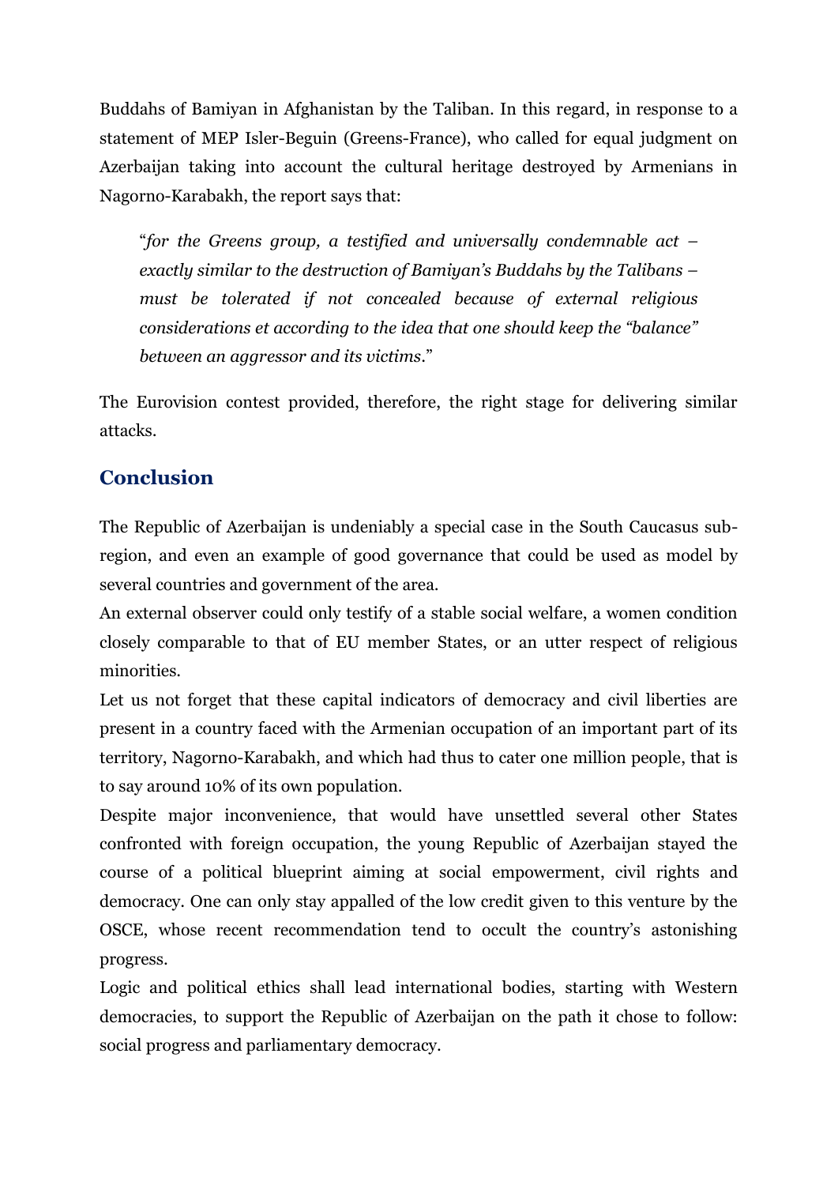Buddahs of Bamiyan in Afghanistan by the Taliban. In this regard, in response to a statement of MEP Isler-Beguin (Greens-France), who called for equal judgment on Azerbaijan taking into account the cultural heritage destroyed by Armenians in Nagorno-Karabakh, the report says that:

> "*for the Greens group, a testified and universally condemnable act – exactly similar to the destruction of Bamiyan's Buddahs by the Talibans – must be tolerated if not concealed because of external religious considerations et according to the idea that one should keep the "balance" between an aggressor and its victims*."

The Eurovision contest provided, therefore, the right stage for delivering similar attacks.

## Conclusion

The Republic of Azerbaijan is undeniably a special case in the South Caucasus sub-region, and even an example of good governance that could be used as model by several countries and government of the area.

An external observer could only testify of a stable social welfare, a women condition closely comparable to that of EU member States, or an utter respect of religious minorities.

Let us not forget that these capital indicators of democracy and civil liberties are present in a country faced with the Armenian occupation of an important part of its territory, Nagorno-Karabakh, and which had thus to cater one million people, that is to say around 10% of its own population.

Despite major inconvenience, that would have unsettled several other States confronted with foreign occupation, the young Republic of Azerbaijan stayed the course of a political blueprint aiming at social empowerment, civil rights and democracy. One can only stay appalled of the low credit given to this venture by the OSCE, whose recent recommendation tend to occult the country's astonishing progress.

Logic and political ethics shall lead international bodies, starting with Western democracies, to support the Republic of Azerbaijan on the path it chose to follow: social progress and parliamentary democracy.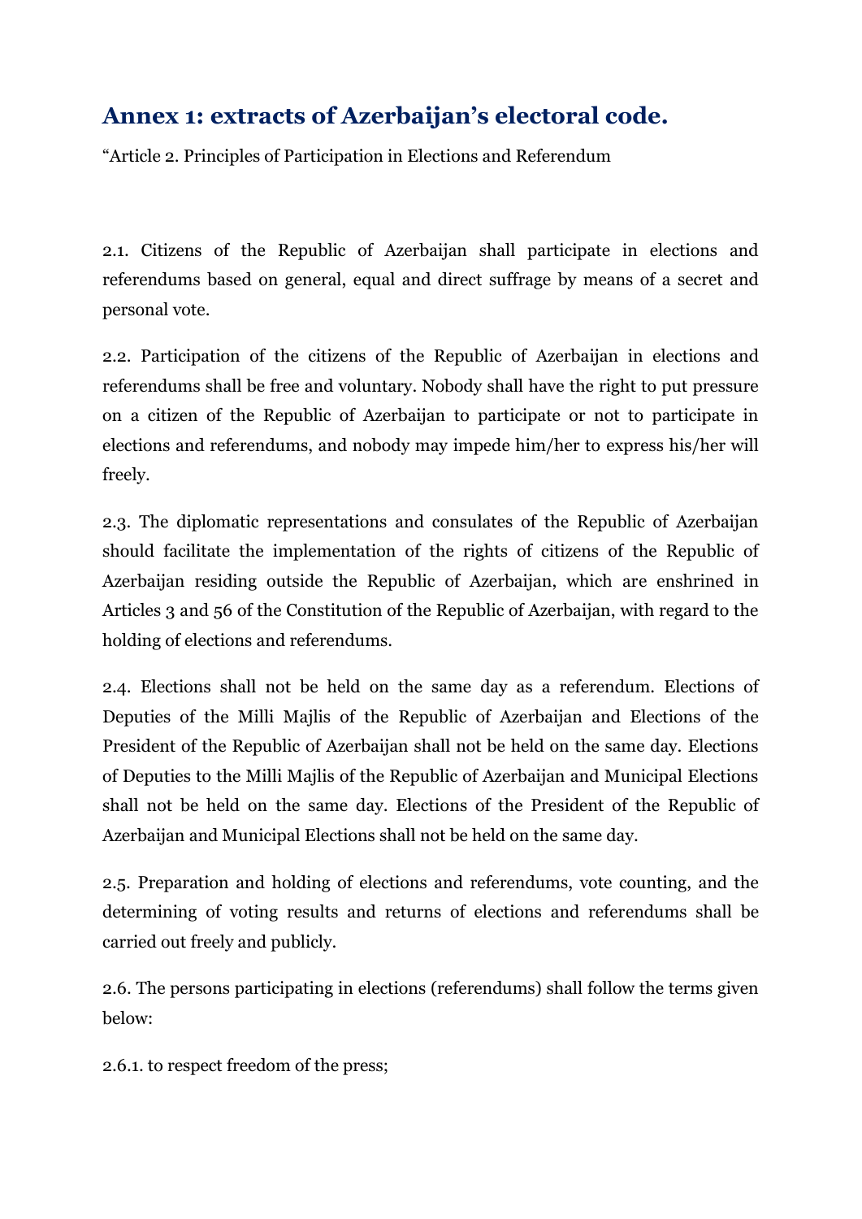## Annex 1: extracts of Azerbaijan's electoral code.

"Article 2. Principles of Participation in Elections and Referendum

2.1. Citizens of the Republic of Azerbaijan shall participate in elections and referendums based on general, equal and direct suffrage by means of a secret and personal vote.

2.2. Participation of the citizens of the Republic of Azerbaijan in elections and referendums shall be free and voluntary. Nobody shall have the right to put pressure on a citizen of the Republic of Azerbaijan to participate or not to participate in elections and referendums, and nobody may impede him/her to express his/her will freely.

2.3. The diplomatic representations and consulates of the Republic of Azerbaijan should facilitate the implementation of the rights of citizens of the Republic of Azerbaijan residing outside the Republic of Azerbaijan, which are enshrined in Articles 3 and 56 of the Constitution of the Republic of Azerbaijan, with regard to the holding of elections and referendums.

2.4. Elections shall not be held on the same day as a referendum. Elections of Deputies of the Milli Majlis of the Republic of Azerbaijan and Elections of the President of the Republic of Azerbaijan shall not be held on the same day. Elections of Deputies to the Milli Majlis of the Republic of Azerbaijan and Municipal Elections shall not be held on the same day. Elections of the President of the Republic of Azerbaijan and Municipal Elections shall not be held on the same day.

2.5. Preparation and holding of elections and referendums, vote counting, and the determining of voting results and returns of elections and referendums shall be carried out freely and publicly.

2.6. The persons participating in elections (referendums) shall follow the terms given below:

2.6.1. to respect freedom of the press;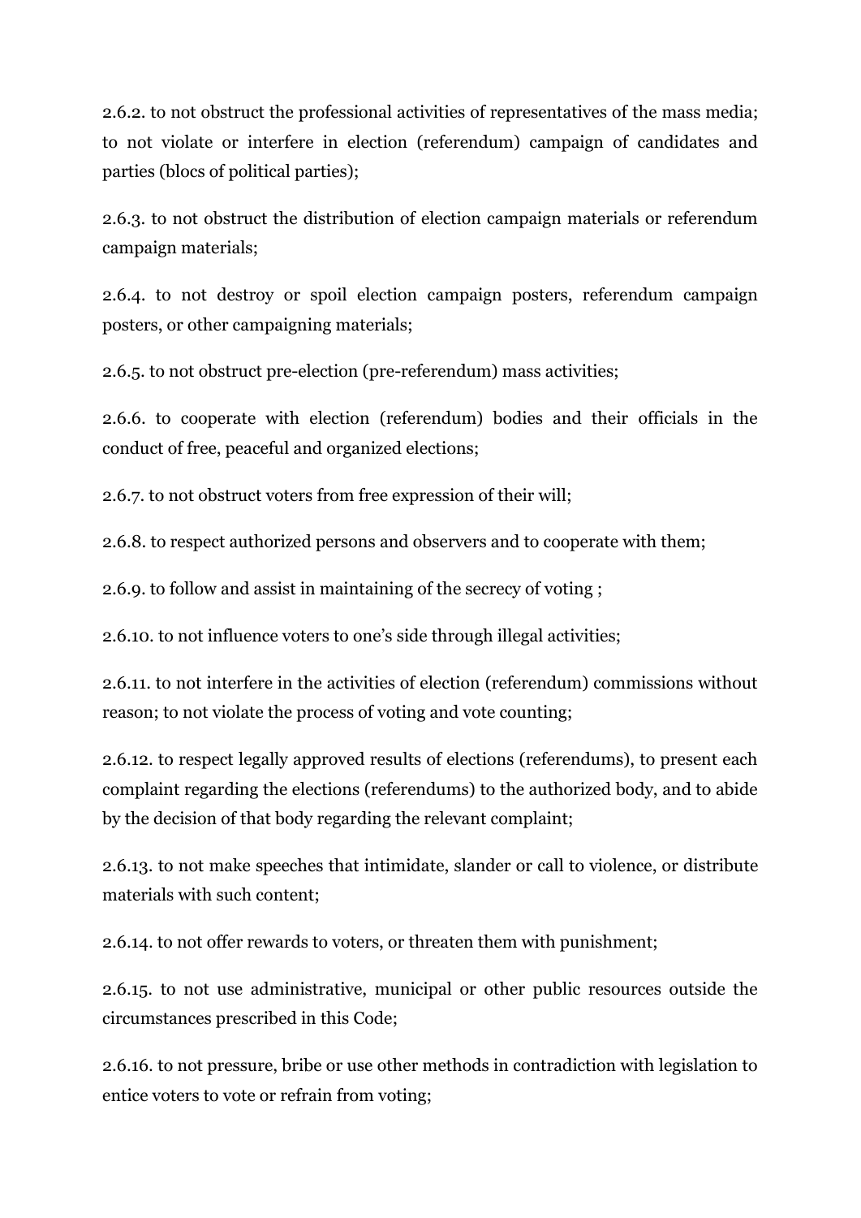2.6.2. to not obstruct the professional activities of representatives of the mass media; to not violate or interfere in election (referendum) campaign of candidates and parties (blocs of political parties);

2.6.3. to not obstruct the distribution of election campaign materials or referendum campaign materials;

2.6.4. to not destroy or spoil election campaign posters, referendum campaign posters, or other campaigning materials;

2.6.5. to not obstruct pre-election (pre-referendum) mass activities;

2.6.6. to cooperate with election (referendum) bodies and their officials in the conduct of free, peaceful and organized elections;

2.6.7. to not obstruct voters from free expression of their will;

2.6.8. to respect authorized persons and observers and to cooperate with them;

2.6.9. to follow and assist in maintaining of the secrecy of voting ;

2.6.10. to not influence voters to one's side through illegal activities;

2.6.11. to not interfere in the activities of election (referendum) commissions without reason; to not violate the process of voting and vote counting;

2.6.12. to respect legally approved results of elections (referendums), to present each complaint regarding the elections (referendums) to the authorized body, and to abide by the decision of that body regarding the relevant complaint;

2.6.13. to not make speeches that intimidate, slander or call to violence, or distribute materials with such content;

2.6.14. to not offer rewards to voters, or threaten them with punishment;

2.6.15. to not use administrative, municipal or other public resources outside the circumstances prescribed in this Code;

2.6.16. to not pressure, bribe or use other methods in contradiction with legislation to entice voters to vote or refrain from voting;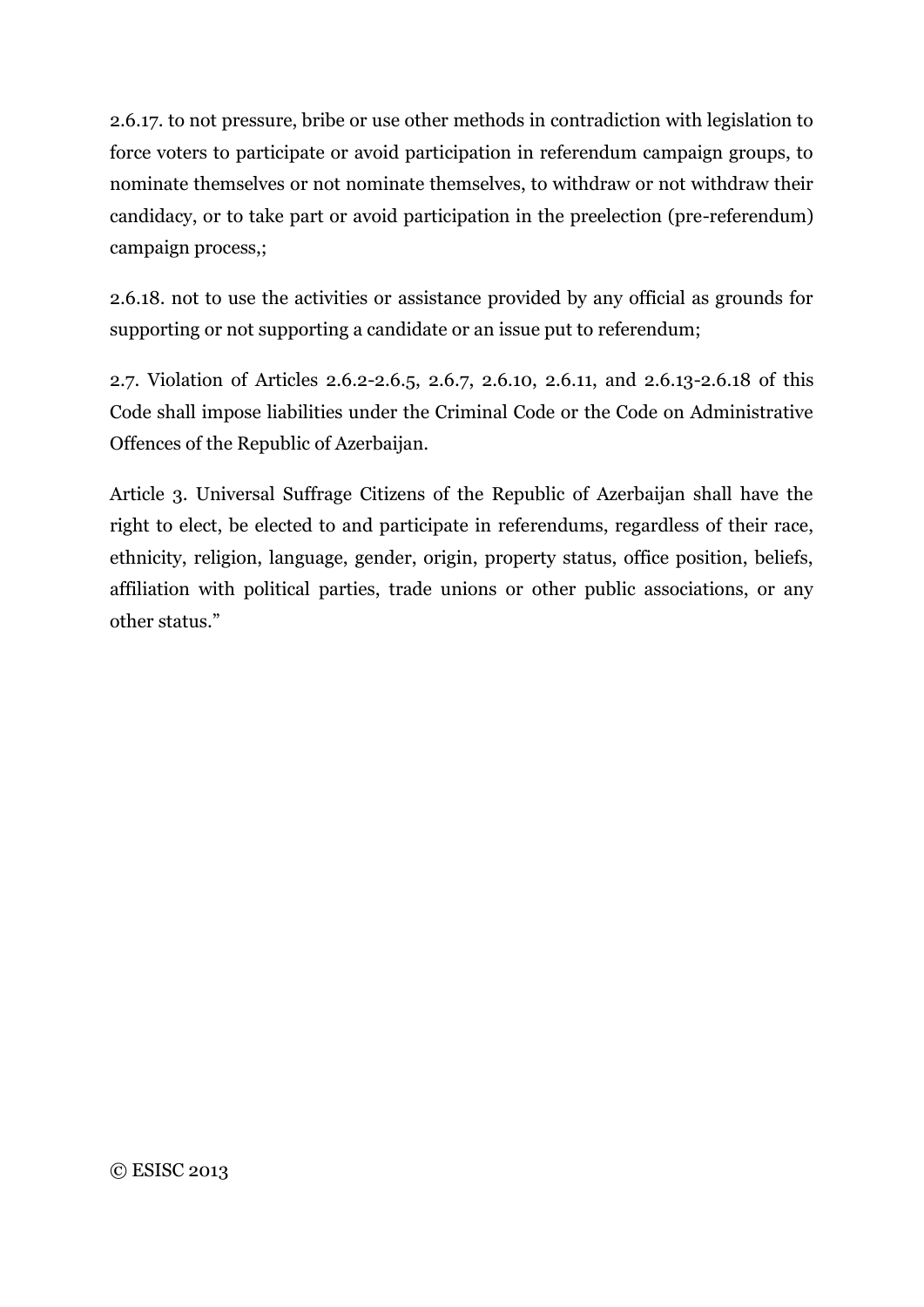2.6.17. to not pressure, bribe or use other methods in contradiction with legislation to force voters to participate or avoid participation in referendum campaign groups, to nominate themselves or not nominate themselves, to withdraw or not withdraw their candidacy, or to take part or avoid participation in the preelection (pre-referendum) campaign process,;

2.6.18. not to use the activities or assistance provided by any official as grounds for supporting or not supporting a candidate or an issue put to referendum;

2.7. Violation of Articles 2.6.2-2.6.5, 2.6.7, 2.6.10, 2.6.11, and 2.6.13-2.6.18 of this Code shall impose liabilities under the Criminal Code or the Code on Administrative Offences of the Republic of Azerbaijan.

Article 3. Universal Suffrage Citizens of the Republic of Azerbaijan shall have the right to elect, be elected to and participate in referendums, regardless of their race, ethnicity, religion, language, gender, origin, property status, office position, beliefs, affiliation with political parties, trade unions or other public associations, or any other status."

© ESISC 2013